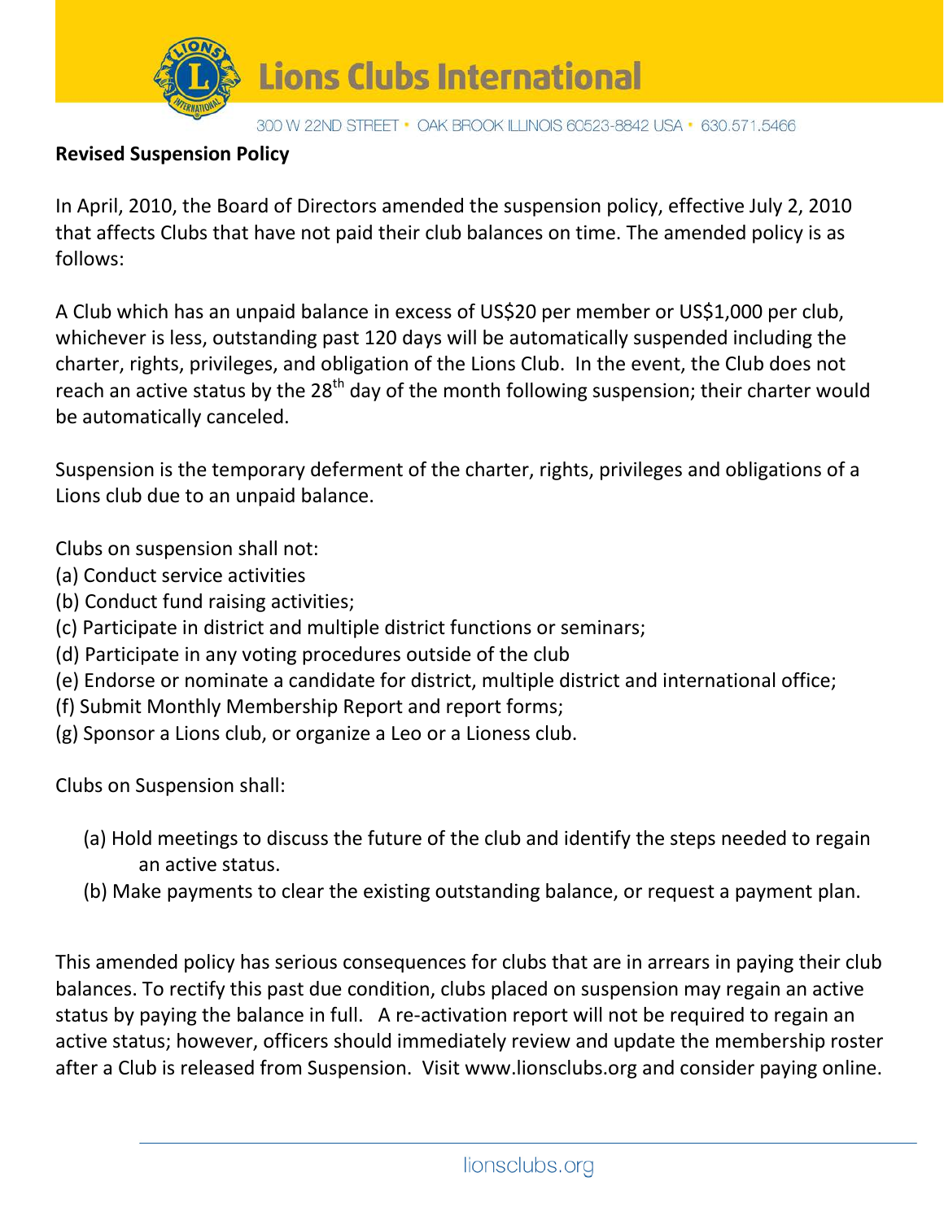Lions Clubs International

300 W 22ND STREET • OAK BROOK ILLINOIS 60523-8842 USA • 630.571.5466

**Revised Suspension Policy**

In April, 2010, the Board of Directors amended the suspension policy, effective July 2, 2010 that affects Clubs that have not paid their club balances on time. The amended policy is as follows:

A Club which has an unpaid balance in excess of US$20 per member or US$1,000 per club, whichever is less, outstanding past 120 days will be automatically suspended including the charter, rights, privileges, and obligation of the Lions Club. In the event, the Club does not reach an active status by the 28th day of the month following suspension; their charter would be automatically canceled.

Suspension is the temporary deferment of the charter, rights, privileges and obligations of a Lions club due to an unpaid balance.

Clubs on suspension shall not:
(a) Conduct service activities
(b) Conduct fund raising activities;
(c) Participate in district and multiple district functions or seminars;
(d) Participate in any voting procedures outside of the club
(e) Endorse or nominate a candidate for district, multiple district and international office;
(f) Submit Monthly Membership Report and report forms;
(g) Sponsor a Lions club, or organize a Leo or a Lioness club.

Clubs on Suspension shall:

(a) Hold meetings to discuss the future of the club and identify the steps needed to regain an active status.
(b) Make payments to clear the existing outstanding balance, or request a payment plan.

This amended policy has serious consequences for clubs that are in arrears in paying their club balances. To rectify this past due condition, clubs placed on suspension may regain an active status by paying the balance in full. A re-activation report will not be required to regain an active status; however, officers should immediately review and update the membership roster after a Club is released from Suspension. Visit www.lionsclubs.org and consider paying online.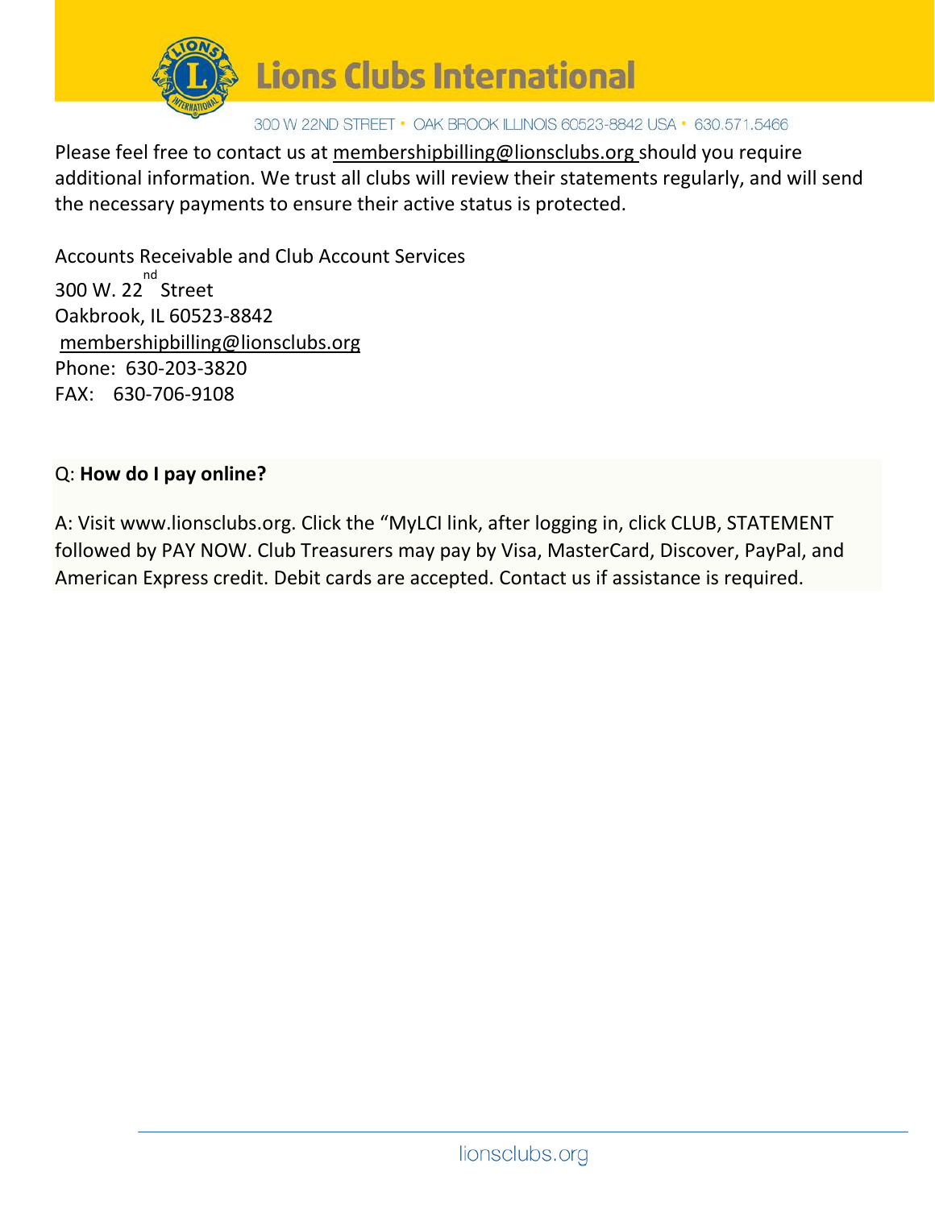Please feel free to contact us at membershipbilling@lionsclubs.org should you require additional information. We trust all clubs will review their statements regularly, and will send the necessary payments to ensure their active status is protected.

Accounts Receivable and Club Account Services
300 W. 22nd Street
Oakbrook, IL 60523-8842
membershipbilling@lionsclubs.org
Phone: 630-203-3820
FAX: 630-706-9108

Q: **How do I pay online?**

A: Visit www.lionsclubs.org. Click the "MyLCI link, after logging in, click CLUB, STATEMENT followed by PAY NOW. Club Treasurers may pay by Visa, MasterCard, Discover, PayPal, and American Express credit. Debit cards are accepted. Contact us if assistance is required.